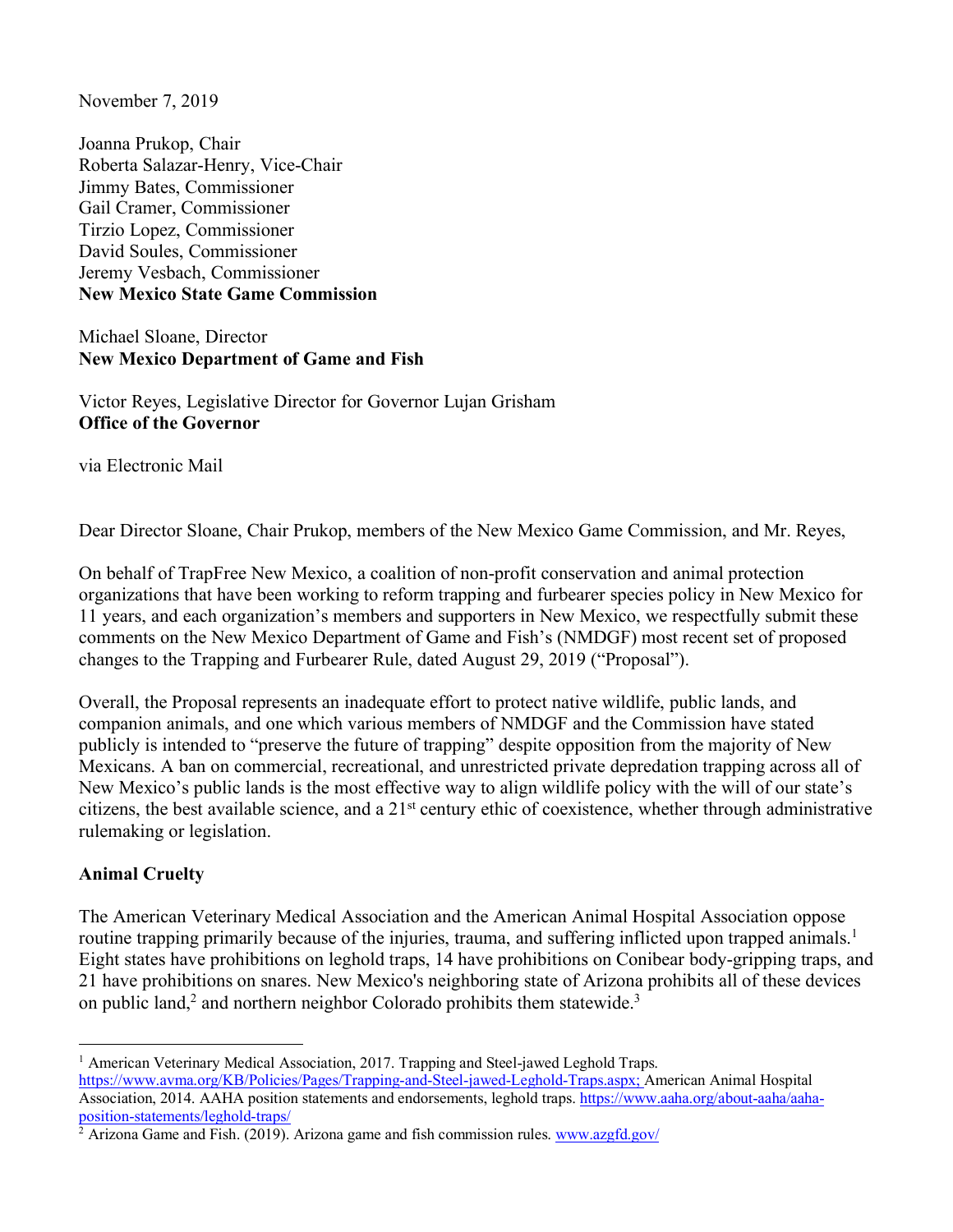November 7, 2019

Joanna Prukop, Chair
Roberta Salazar-Henry, Vice-Chair
Jimmy Bates, Commissioner
Gail Cramer, Commissioner
Tirzio Lopez, Commissioner
David Soules, Commissioner
Jeremy Vesbach, Commissioner
**New Mexico State Game Commission**

Michael Sloane, Director
**New Mexico Department of Game and Fish**

Victor Reyes, Legislative Director for Governor Lujan Grisham
**Office of the Governor**

via Electronic Mail

Dear Director Sloane, Chair Prukop, members of the New Mexico Game Commission, and Mr. Reyes,

On behalf of TrapFree New Mexico, a coalition of non-profit conservation and animal protection organizations that have been working to reform trapping and furbearer species policy in New Mexico for 11 years, and each organization's members and supporters in New Mexico, we respectfully submit these comments on the New Mexico Department of Game and Fish's (NMDGF) most recent set of proposed changes to the Trapping and Furbearer Rule, dated August 29, 2019 ("Proposal").

Overall, the Proposal represents an inadequate effort to protect native wildlife, public lands, and companion animals, and one which various members of NMDGF and the Commission have stated publicly is intended to "preserve the future of trapping" despite opposition from the majority of New Mexicans. A ban on commercial, recreational, and unrestricted private depredation trapping across all of New Mexico's public lands is the most effective way to align wildlife policy with the will of our state's citizens, the best available science, and a 21st century ethic of coexistence, whether through administrative rulemaking or legislation.

## Animal Cruelty

The American Veterinary Medical Association and the American Animal Hospital Association oppose routine trapping primarily because of the injuries, trauma, and suffering inflicted upon trapped animals.[1] Eight states have prohibitions on leghold traps, 14 have prohibitions on Conibear body-gripping traps, and 21 have prohibitions on snares. New Mexico's neighboring state of Arizona prohibits all of these devices on public land,[2] and northern neighbor Colorado prohibits them statewide.[3]

---

[1] American Veterinary Medical Association, 2017. Trapping and Steel-jawed Leghold Traps. https://www.avma.org/KB/Policies/Pages/Trapping-and-Steel-jawed-Leghold-Traps.aspx; American Animal Hospital Association, 2014. AAHA position statements and endorsements, leghold traps. https://www.aaha.org/about-aaha/aaha-position-statements/leghold-traps/

[2] Arizona Game and Fish. (2019). Arizona game and fish commission rules. www.azgfd.gov/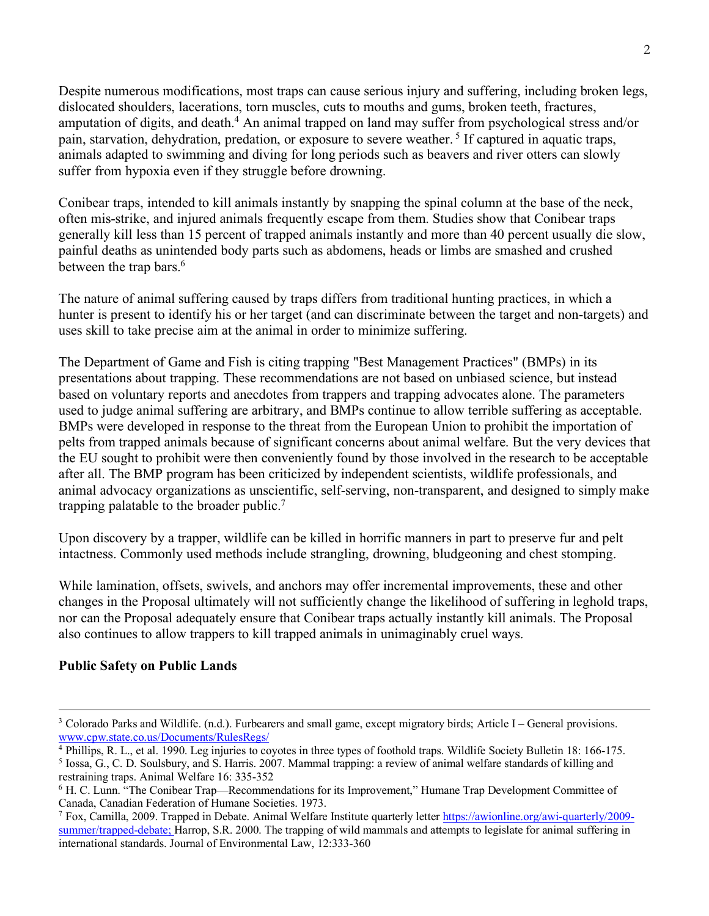Despite numerous modifications, most traps can cause serious injury and suffering, including broken legs, dislocated shoulders, lacerations, torn muscles, cuts to mouths and gums, broken teeth, fractures, amputation of digits, and death.[4] An animal trapped on land may suffer from psychological stress and/or pain, starvation, dehydration, predation, or exposure to severe weather.[5] If captured in aquatic traps, animals adapted to swimming and diving for long periods such as beavers and river otters can slowly suffer from hypoxia even if they struggle before drowning.

Conibear traps, intended to kill animals instantly by snapping the spinal column at the base of the neck, often mis-strike, and injured animals frequently escape from them. Studies show that Conibear traps generally kill less than 15 percent of trapped animals instantly and more than 40 percent usually die slow, painful deaths as unintended body parts such as abdomens, heads or limbs are smashed and crushed between the trap bars.[6]

The nature of animal suffering caused by traps differs from traditional hunting practices, in which a hunter is present to identify his or her target (and can discriminate between the target and non-targets) and uses skill to take precise aim at the animal in order to minimize suffering.

The Department of Game and Fish is citing trapping "Best Management Practices" (BMPs) in its presentations about trapping. These recommendations are not based on unbiased science, but instead based on voluntary reports and anecdotes from trappers and trapping advocates alone. The parameters used to judge animal suffering are arbitrary, and BMPs continue to allow terrible suffering as acceptable. BMPs were developed in response to the threat from the European Union to prohibit the importation of pelts from trapped animals because of significant concerns about animal welfare. But the very devices that the EU sought to prohibit were then conveniently found by those involved in the research to be acceptable after all. The BMP program has been criticized by independent scientists, wildlife professionals, and animal advocacy organizations as unscientific, self-serving, non-transparent, and designed to simply make trapping palatable to the broader public.[7]

Upon discovery by a trapper, wildlife can be killed in horrific manners in part to preserve fur and pelt intactness. Commonly used methods include strangling, drowning, bludgeoning and chest stomping.

While lamination, offsets, swivels, and anchors may offer incremental improvements, these and other changes in the Proposal ultimately will not sufficiently change the likelihood of suffering in leghold traps, nor can the Proposal adequately ensure that Conibear traps actually instantly kill animals. The Proposal also continues to allow trappers to kill trapped animals in unimaginably cruel ways.

**Public Safety on Public Lands**

---

[3] Colorado Parks and Wildlife. (n.d.). Furbearers and small game, except migratory birds; Article I – General provisions. www.cpw.state.co.us/Documents/RulesRegs/

[4] Phillips, R. L., et al. 1990. Leg injuries to coyotes in three types of foothold traps. Wildlife Society Bulletin 18: 166-175.

[5] Iossa, G., C. D. Soulsbury, and S. Harris. 2007. Mammal trapping: a review of animal welfare standards of killing and restraining traps. Animal Welfare 16: 335-352

[6] H. C. Lunn. "The Conibear Trap—Recommendations for its Improvement," Humane Trap Development Committee of Canada, Canadian Federation of Humane Societies. 1973.

[7] Fox, Camilla, 2009. Trapped in Debate. Animal Welfare Institute quarterly letter https://awionline.org/awi-quarterly/2009-summer/trapped-debate; Harrop, S.R. 2000. The trapping of wild mammals and attempts to legislate for animal suffering in international standards. Journal of Environmental Law, 12:333-360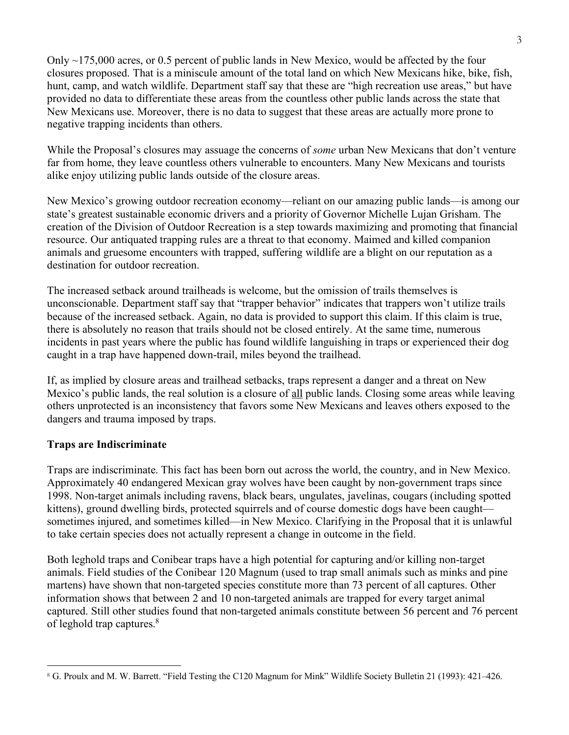Only ~175,000 acres, or 0.5 percent of public lands in New Mexico, would be affected by the four closures proposed. That is a miniscule amount of the total land on which New Mexicans hike, bike, fish, hunt, camp, and watch wildlife. Department staff say that these are "high recreation use areas," but have provided no data to differentiate these areas from the countless other public lands across the state that New Mexicans use. Moreover, there is no data to suggest that these areas are actually more prone to negative trapping incidents than others.

While the Proposal's closures may assuage the concerns of *some* urban New Mexicans that don't venture far from home, they leave countless others vulnerable to encounters. Many New Mexicans and tourists alike enjoy utilizing public lands outside of the closure areas.

New Mexico's growing outdoor recreation economy—reliant on our amazing public lands—is among our state's greatest sustainable economic drivers and a priority of Governor Michelle Lujan Grisham. The creation of the Division of Outdoor Recreation is a step towards maximizing and promoting that financial resource. Our antiquated trapping rules are a threat to that economy. Maimed and killed companion animals and gruesome encounters with trapped, suffering wildlife are a blight on our reputation as a destination for outdoor recreation.

The increased setback around trailheads is welcome, but the omission of trails themselves is unconscionable. Department staff say that "trapper behavior" indicates that trappers won't utilize trails because of the increased setback. Again, no data is provided to support this claim. If this claim is true, there is absolutely no reason that trails should not be closed entirely. At the same time, numerous incidents in past years where the public has found wildlife languishing in traps or experienced their dog caught in a trap have happened down-trail, miles beyond the trailhead.

If, as implied by closure areas and trailhead setbacks, traps represent a danger and a threat on New Mexico's public lands, the real solution is a closure of <u>all</u> public lands. Closing some areas while leaving others unprotected is an inconsistency that favors some New Mexicans and leaves others exposed to the dangers and trauma imposed by traps.

**Traps are Indiscriminate**

Traps are indiscriminate. This fact has been born out across the world, the country, and in New Mexico. Approximately 40 endangered Mexican gray wolves have been caught by non-government traps since 1998. Non-target animals including ravens, black bears, ungulates, javelinas, cougars (including spotted kittens), ground dwelling birds, protected squirrels and of course domestic dogs have been caught—sometimes injured, and sometimes killed—in New Mexico. Clarifying in the Proposal that it is unlawful to take certain species does not actually represent a change in outcome in the field.

Both leghold traps and Conibear traps have a high potential for capturing and/or killing non-target animals. Field studies of the Conibear 120 Magnum (used to trap small animals such as minks and pine martens) have shown that non-targeted species constitute more than 73 percent of all captures. Other information shows that between 2 and 10 non-targeted animals are trapped for every target animal captured. Still other studies found that non-targeted animals constitute between 56 percent and 76 percent of leghold trap captures.[8]

---

[8] G. Proulx and M. W. Barrett. "Field Testing the C120 Magnum for Mink" Wildlife Society Bulletin 21 (1993): 421–426.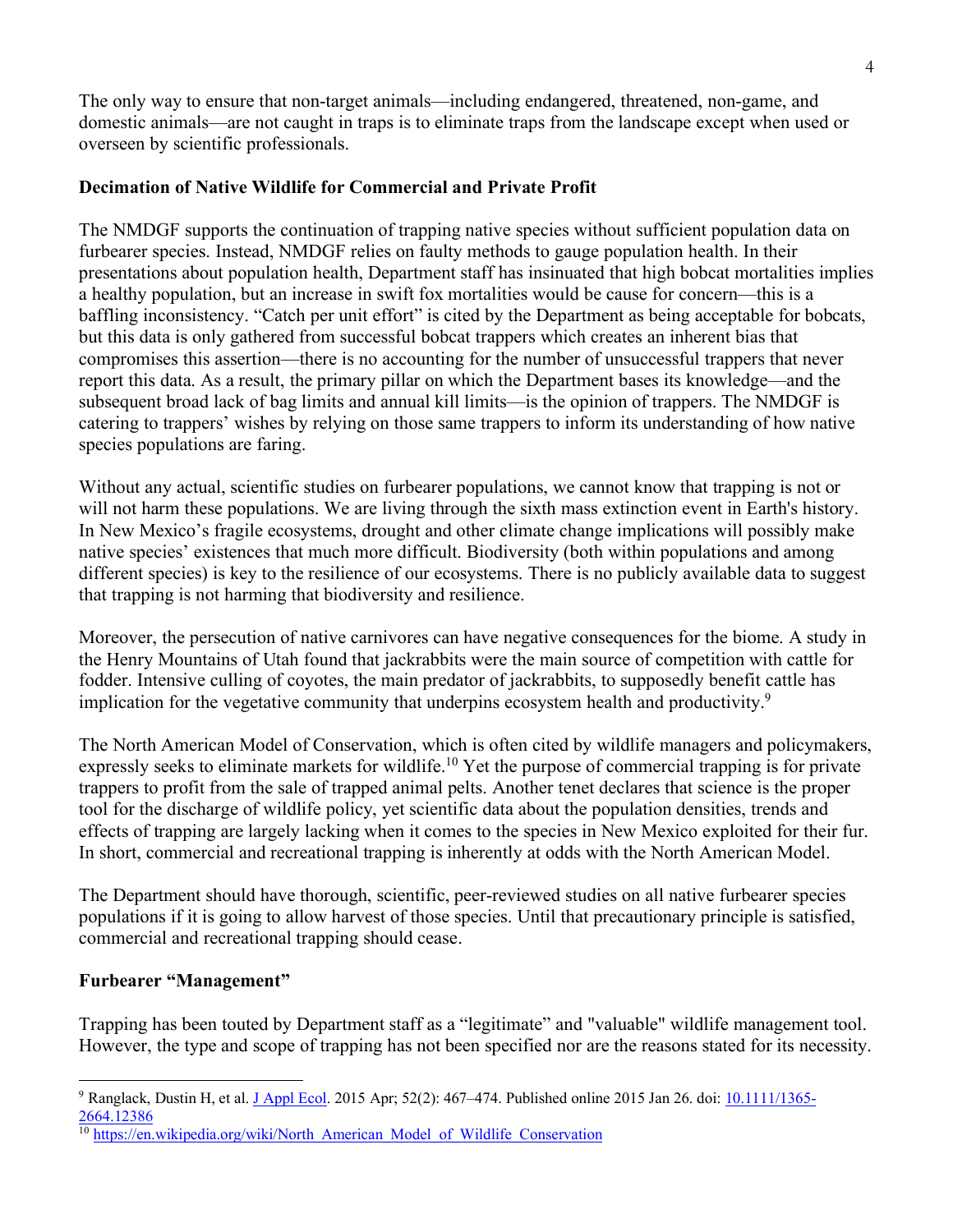The only way to ensure that non-target animals—including endangered, threatened, non-game, and domestic animals—are not caught in traps is to eliminate traps from the landscape except when used or overseen by scientific professionals.

**Decimation of Native Wildlife for Commercial and Private Profit**

The NMDGF supports the continuation of trapping native species without sufficient population data on furbearer species. Instead, NMDGF relies on faulty methods to gauge population health. In their presentations about population health, Department staff has insinuated that high bobcat mortalities implies a healthy population, but an increase in swift fox mortalities would be cause for concern—this is a baffling inconsistency. "Catch per unit effort" is cited by the Department as being acceptable for bobcats, but this data is only gathered from successful bobcat trappers which creates an inherent bias that compromises this assertion—there is no accounting for the number of unsuccessful trappers that never report this data. As a result, the primary pillar on which the Department bases its knowledge—and the subsequent broad lack of bag limits and annual kill limits—is the opinion of trappers. The NMDGF is catering to trappers' wishes by relying on those same trappers to inform its understanding of how native species populations are faring.

Without any actual, scientific studies on furbearer populations, we cannot know that trapping is not or will not harm these populations. We are living through the sixth mass extinction event in Earth's history. In New Mexico's fragile ecosystems, drought and other climate change implications will possibly make native species' existences that much more difficult. Biodiversity (both within populations and among different species) is key to the resilience of our ecosystems. There is no publicly available data to suggest that trapping is not harming that biodiversity and resilience.

Moreover, the persecution of native carnivores can have negative consequences for the biome. A study in the Henry Mountains of Utah found that jackrabbits were the main source of competition with cattle for fodder. Intensive culling of coyotes, the main predator of jackrabbits, to supposedly benefit cattle has implication for the vegetative community that underpins ecosystem health and productivity.[9]

The North American Model of Conservation, which is often cited by wildlife managers and policymakers, expressly seeks to eliminate markets for wildlife.[10] Yet the purpose of commercial trapping is for private trappers to profit from the sale of trapped animal pelts. Another tenet declares that science is the proper tool for the discharge of wildlife policy, yet scientific data about the population densities, trends and effects of trapping are largely lacking when it comes to the species in New Mexico exploited for their fur. In short, commercial and recreational trapping is inherently at odds with the North American Model.

The Department should have thorough, scientific, peer-reviewed studies on all native furbearer species populations if it is going to allow harvest of those species. Until that precautionary principle is satisfied, commercial and recreational trapping should cease.

**Furbearer "Management"**

Trapping has been touted by Department staff as a "legitimate" and "valuable" wildlife management tool. However, the type and scope of trapping has not been specified nor are the reasons stated for its necessity.

---

[9] Ranglack, Dustin H, et al. J Appl Ecol. 2015 Apr; 52(2): 467–474. Published online 2015 Jan 26. doi: 10.1111/1365-2664.12386

[10] https://en.wikipedia.org/wiki/North_American_Model_of_Wildlife_Conservation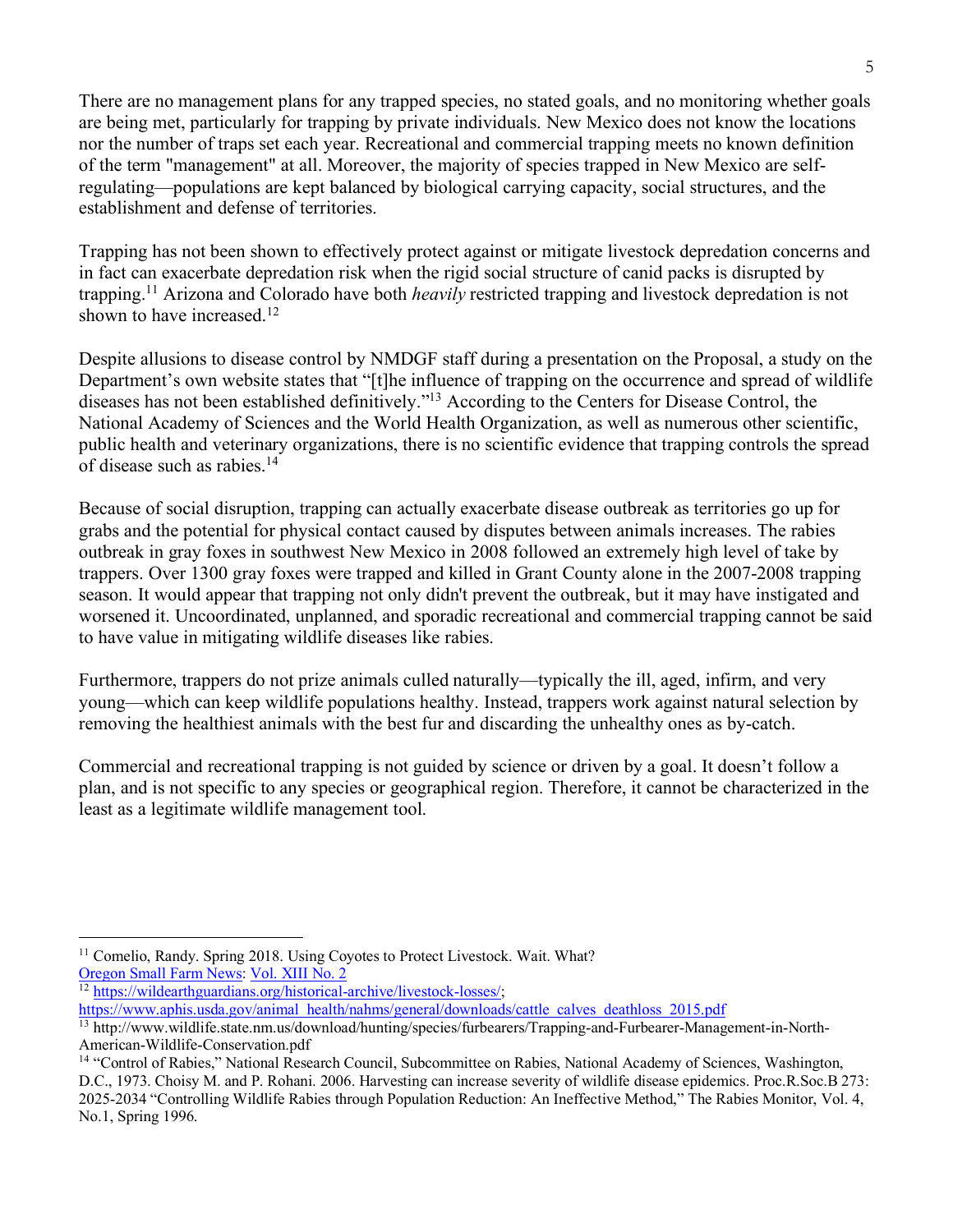There are no management plans for any trapped species, no stated goals, and no monitoring whether goals are being met, particularly for trapping by private individuals. New Mexico does not know the locations nor the number of traps set each year. Recreational and commercial trapping meets no known definition of the term "management" at all. Moreover, the majority of species trapped in New Mexico are self-regulating—populations are kept balanced by biological carrying capacity, social structures, and the establishment and defense of territories.

Trapping has not been shown to effectively protect against or mitigate livestock depredation concerns and in fact can exacerbate depredation risk when the rigid social structure of canid packs is disrupted by trapping.[11] Arizona and Colorado have both *heavily* restricted trapping and livestock depredation is not shown to have increased.[12]

Despite allusions to disease control by NMDGF staff during a presentation on the Proposal, a study on the Department's own website states that "[t]he influence of trapping on the occurrence and spread of wildlife diseases has not been established definitively."[13] According to the Centers for Disease Control, the National Academy of Sciences and the World Health Organization, as well as numerous other scientific, public health and veterinary organizations, there is no scientific evidence that trapping controls the spread of disease such as rabies.[14]

Because of social disruption, trapping can actually exacerbate disease outbreak as territories go up for grabs and the potential for physical contact caused by disputes between animals increases. The rabies outbreak in gray foxes in southwest New Mexico in 2008 followed an extremely high level of take by trappers. Over 1300 gray foxes were trapped and killed in Grant County alone in the 2007-2008 trapping season. It would appear that trapping not only didn't prevent the outbreak, but it may have instigated and worsened it. Uncoordinated, unplanned, and sporadic recreational and commercial trapping cannot be said to have value in mitigating wildlife diseases like rabies.

Furthermore, trappers do not prize animals culled naturally—typically the ill, aged, infirm, and very young—which can keep wildlife populations healthy. Instead, trappers work against natural selection by removing the healthiest animals with the best fur and discarding the unhealthy ones as by-catch.

Commercial and recreational trapping is not guided by science or driven by a goal. It doesn't follow a plan, and is not specific to any species or geographical region. Therefore, it cannot be characterized in the least as a legitimate wildlife management tool.

---

[11] Comelio, Randy. Spring 2018. Using Coyotes to Protect Livestock. Wait. What? [Oregon Small Farm News](): [Vol. XIII No. 2]()

[12] https://wildearthguardians.org/historical-archive/livestock-losses/; https://www.aphis.usda.gov/animal_health/nahms/general/downloads/cattle_calves_deathloss_2015.pdf

[13] http://www.wildlife.state.nm.us/download/hunting/species/furbearers/Trapping-and-Furbearer-Management-in-North-American-Wildlife-Conservation.pdf

[14] "Control of Rabies," National Research Council, Subcommittee on Rabies, National Academy of Sciences, Washington, D.C., 1973. Choisy M. and P. Rohani. 2006. Harvesting can increase severity of wildlife disease epidemics. Proc.R.Soc.B 273: 2025-2034 "Controlling Wildlife Rabies through Population Reduction: An Ineffective Method," The Rabies Monitor, Vol. 4, No.1, Spring 1996.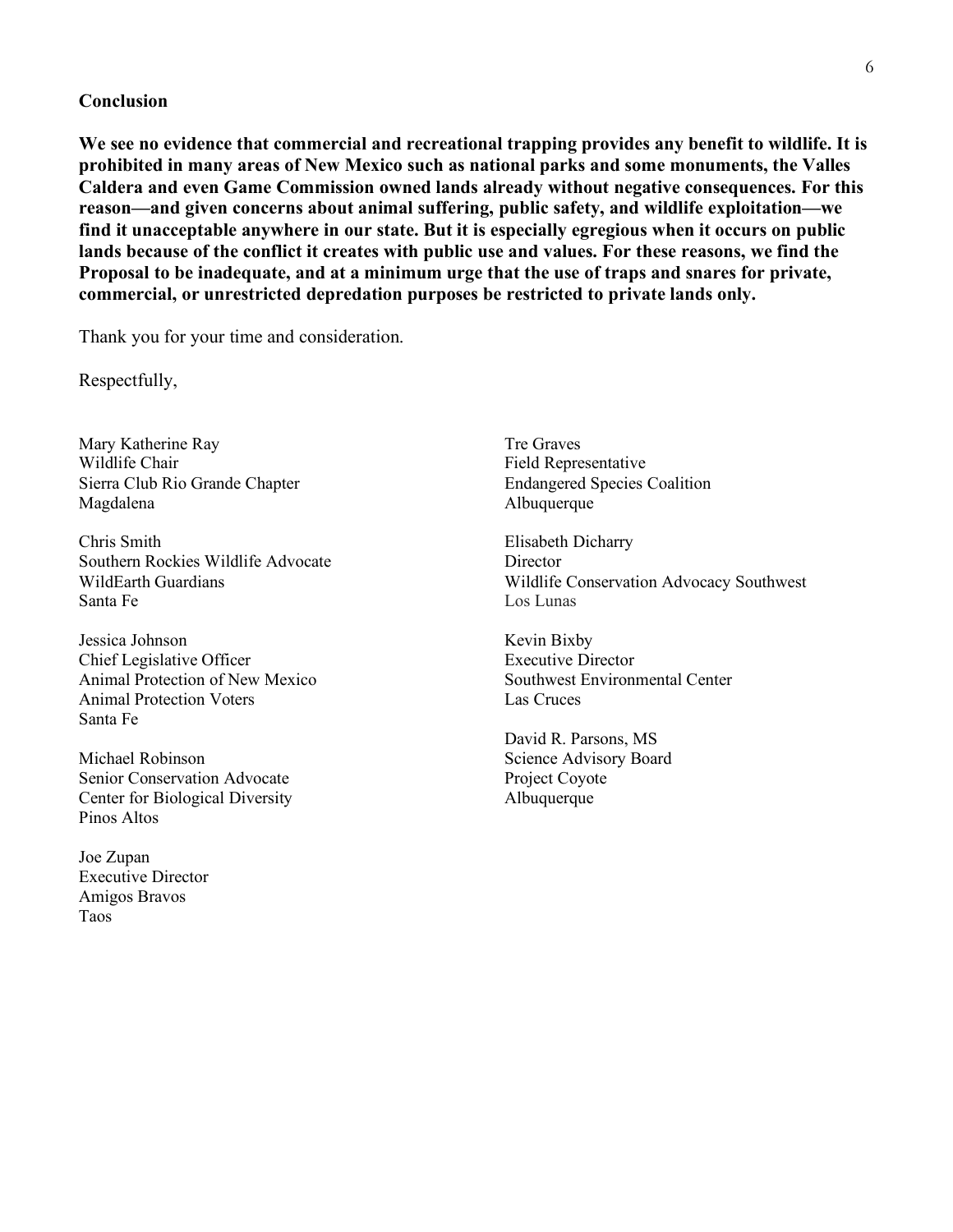**Conclusion**

**We see no evidence that commercial and recreational trapping provides any benefit to wildlife. It is prohibited in many areas of New Mexico such as national parks and some monuments, the Valles Caldera and even Game Commission owned lands already without negative consequences. For this reason—and given concerns about animal suffering, public safety, and wildlife exploitation—we find it unacceptable anywhere in our state. But it is especially egregious when it occurs on public lands because of the conflict it creates with public use and values. For these reasons, we find the Proposal to be inadequate, and at a minimum urge that the use of traps and snares for private, commercial, or unrestricted depredation purposes be restricted to private lands only.**

Thank you for your time and consideration.

Respectfully,

Mary Katherine Ray
Wildlife Chair
Sierra Club Rio Grande Chapter
Magdalena

Chris Smith
Southern Rockies Wildlife Advocate
WildEarth Guardians
Santa Fe

Jessica Johnson
Chief Legislative Officer
Animal Protection of New Mexico
Animal Protection Voters
Santa Fe

Michael Robinson
Senior Conservation Advocate
Center for Biological Diversity
Pinos Altos

Joe Zupan
Executive Director
Amigos Bravos
Taos

Tre Graves
Field Representative
Endangered Species Coalition
Albuquerque

Elisabeth Dicharry
Director
Wildlife Conservation Advocacy Southwest
Los Lunas

Kevin Bixby
Executive Director
Southwest Environmental Center
Las Cruces

David R. Parsons, MS
Science Advisory Board
Project Coyote
Albuquerque